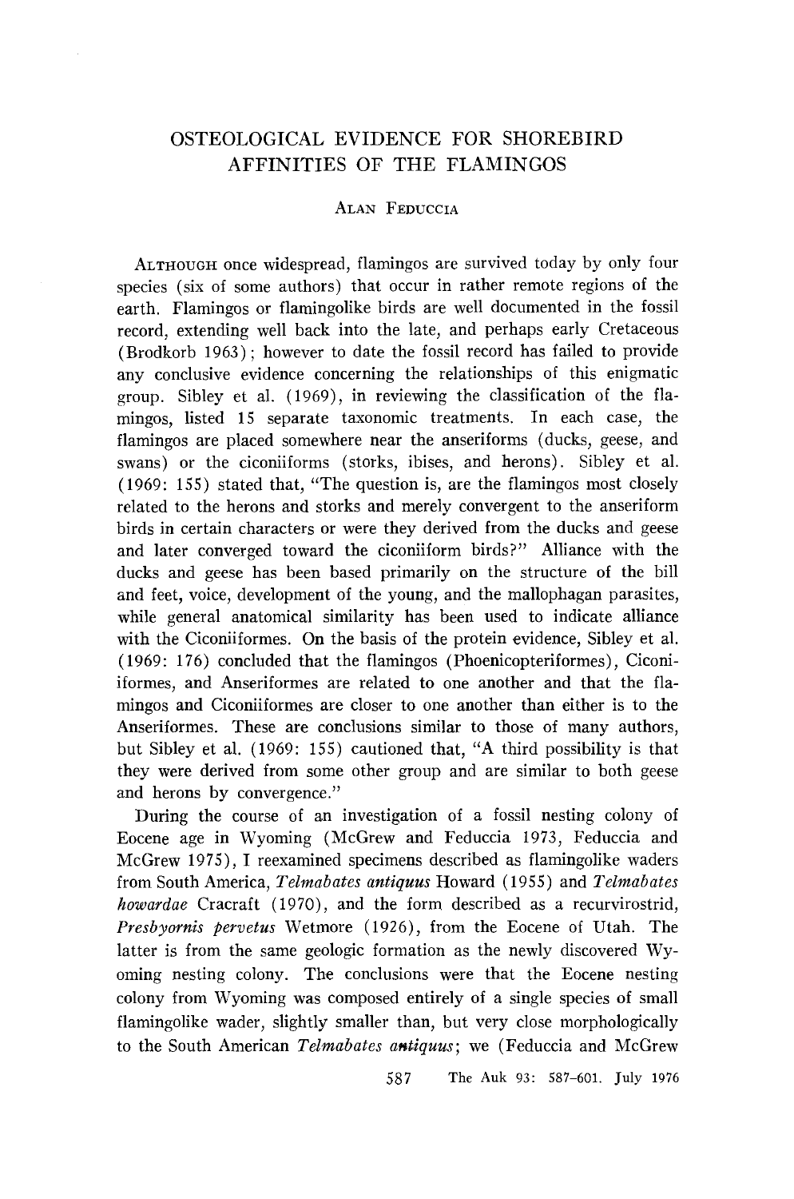# OSTEOLOGICAL EVIDENCE FOR SHOREBIRD AFFINITIES OF THE FLAMINGOS

ALAN FEDUCCIA

ALTHOUGH once widespread, flamingos are survived today by only four species (six of some authors) that occur in rather remote regions of the earth. Flamingos or flamingolike birds are well documented in the fossil record, extending well back into the late, and perhaps early Cretaceous (Brodkorb 1963); however to date the fossil record has failed to provide any conclusive evidence concerning the relationships of this enigmatic group. Sibley et al. (1969), in reviewing the classification of the flamingos, listed 15 separate taxonomic treatments. In each case, the flamingos are placed somewhere near the anseriforms (ducks, geese, and swans) or the ciconiiforms (storks, ibises, and herons). Sibley et al. (1969: 155) stated that, "The question is, are the flamingos most closely related to the herons and storks and merely convergent to the anseriform birds in certain characters or were they derived from the ducks and geese and later converged toward the ciconiiform birds?" Alliance with the ducks and geese has been based primarily on the structure of the bill and feet, voice, development of the young, and the mallophagan parasites, while general anatomical similarity has been used to indicate alliance with the Ciconiiformes. On the basis of the protein evidence, Sibley et al. (1969: 176) concluded that the flamingos (Phoenicopteriformes), Ciconiiformes, and Anseriformes are related to one another and that the flamingos and Ciconiiformes are closer to one another than either is to the Anseriformes. These are conclusions similar to those of many authors, but Sibley et al. (1969: 155) cautioned that, "A third possibility is that they were derived from some other group and are similar to both geese and herons by convergence."

During the course of an investigation of a fossil nesting colony of Eocene age in Wyoming (McGrew and Feduccia 1973, Feduccia and McGrew 1975), I reexamined specimens described as flamingolike waders from South America, *Telmabates antiquus* Howard (1955) and *Telmabates howardae* Cracraft (1970), and the form described as a recurvirostrid, *Presbyornis pervetus* Wetmore (1926), from the Eocene of Utah. The latter is from the same geologic formation as the newly discovered Wyoming nesting colony. The conclusions were that the Eocene nesting colony from Wyoming was composed entirely of a single species of small flamingolike wader, slightly smaller than, but very close morphologically to the South American *Telmabates antiquus*; we (Feduccia and McGrew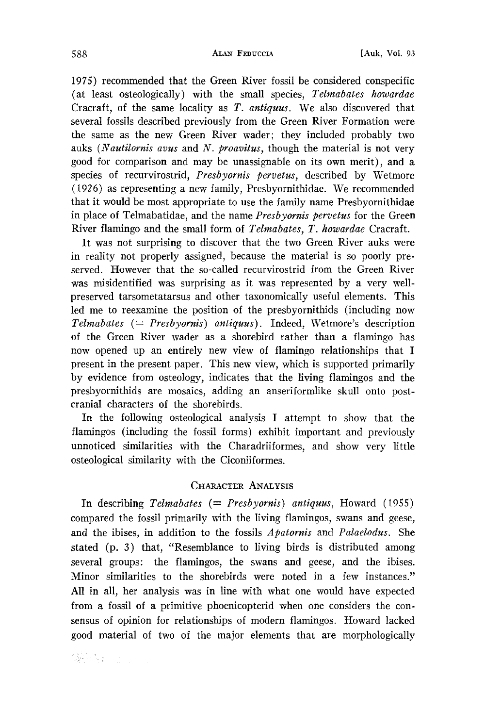1975) recommended that the Green River fossil be considered conspecific (at least osteologically) with the small species, *Telmabates howardae* Cracraft, of the same locality as *T. antiquus*. We also discovered that several fossils described previously from the Green River Formation were the same as the new Green River wader; they included probably two auks (*Nautilornis avus* and *N. proavitus*, though the material is not very good for comparison and may be unassignable on its own merit), and a species of recurvirostrid, *Presbyornis pervetus*, described by Wetmore (1926) as representing a new family, Presbyornithidae. We recommended that it would be most appropriate to use the family name Presbyornithidae in place of Telmabatidae, and the name *Presbyornis pervetus* for the Green River flamingo and the small form of *Telmabates*, *T. howardae* Cracraft.

It was not surprising to discover that the two Green River auks were in reality not properly assigned, because the material is so poorly preserved. However that the so-called recurvirostrid from the Green River was misidentified was surprising as it was represented by a very well-preserved tarsometatarsus and other taxonomically useful elements. This led me to reexamine the position of the presbyornithids (including now *Telmabates* (= *Presbyornis*) *antiquus*). Indeed, Wetmore's description of the Green River wader as a shorebird rather than a flamingo has now opened up an entirely new view of flamingo relationships that I present in the present paper. This new view, which is supported primarily by evidence from osteology, indicates that the living flamingos and the presbyornithids are mosaics, adding an anseriformlike skull onto post-cranial characters of the shorebirds.

In the following osteological analysis I attempt to show that the flamingos (including the fossil forms) exhibit important and previously unnoticed similarities with the Charadriiformes, and show very little osteological similarity with the Ciconiiformes.

## Character Analysis

In describing *Telmabates* (= *Presbyornis*) *antiquus*, Howard (1955) compared the fossil primarily with the living flamingos, swans and geese, and the ibises, in addition to the fossils *Apatornis* and *Palaelodus*. She stated (p. 3) that, "Resemblance to living birds is distributed among several groups: the flamingos, the swans and geese, and the ibises. Minor similarities to the shorebirds were noted in a few instances." All in all, her analysis was in line with what one would have expected from a fossil of a primitive phoenicopterid when one considers the consensus of opinion for relationships of modern flamingos. Howard lacked good material of two of the major elements that are morphologically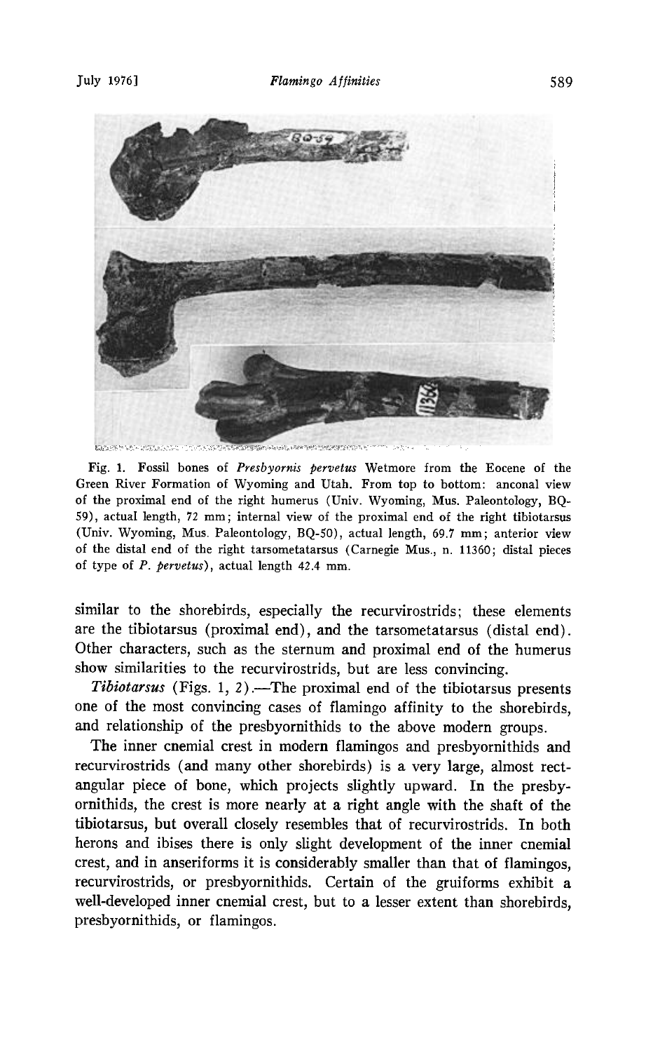Fig. 1. Fossil bones of *Presbyornis pervetus* Wetmore from the Eocene of the Green River Formation of Wyoming and Utah. From top to bottom: anconal view of the proximal end of the right humerus (Univ. Wyoming, Mus. Paleontology, BQ-59), actual length, 72 mm; internal view of the proximal end of the right tibiotarsus (Univ. Wyoming, Mus. Paleontology, BQ-50), actual length, 69.7 mm; anterior view of the distal end of the right tarsometatarsus (Carnegie Mus., n. 11360; distal pieces of type of *P. pervetus*), actual length 42.4 mm.

similar to the shorebirds, especially the recurvirostrids; these elements are the tibiotarsus (proximal end), and the tarsometatarsus (distal end). Other characters, such as the sternum and proximal end of the humerus show similarities to the recurvirostrids, but are less convincing.

*Tibiotarsus* (Figs. 1, 2).—The proximal end of the tibiotarsus presents one of the most convincing cases of flamingo affinity to the shorebirds, and relationship of the presbyornithids to the above modern groups.

The inner cnemial crest in modern flamingos and presbyornithids and recurvirostrids (and many other shorebirds) is a very large, almost rectangular piece of bone, which projects slightly upward. In the presbyornithids, the crest is more nearly at a right angle with the shaft of the tibiotarsus, but overall closely resembles that of recurvirostrids. In both herons and ibises there is only slight development of the inner cnemial crest, and in anseriforms it is considerably smaller than that of flamingos, recurvirostrids, or presbyornithids. Certain of the gruiforms exhibit a well-developed inner cnemial crest, but to a lesser extent than shorebirds, presbyornithids, or flamingos.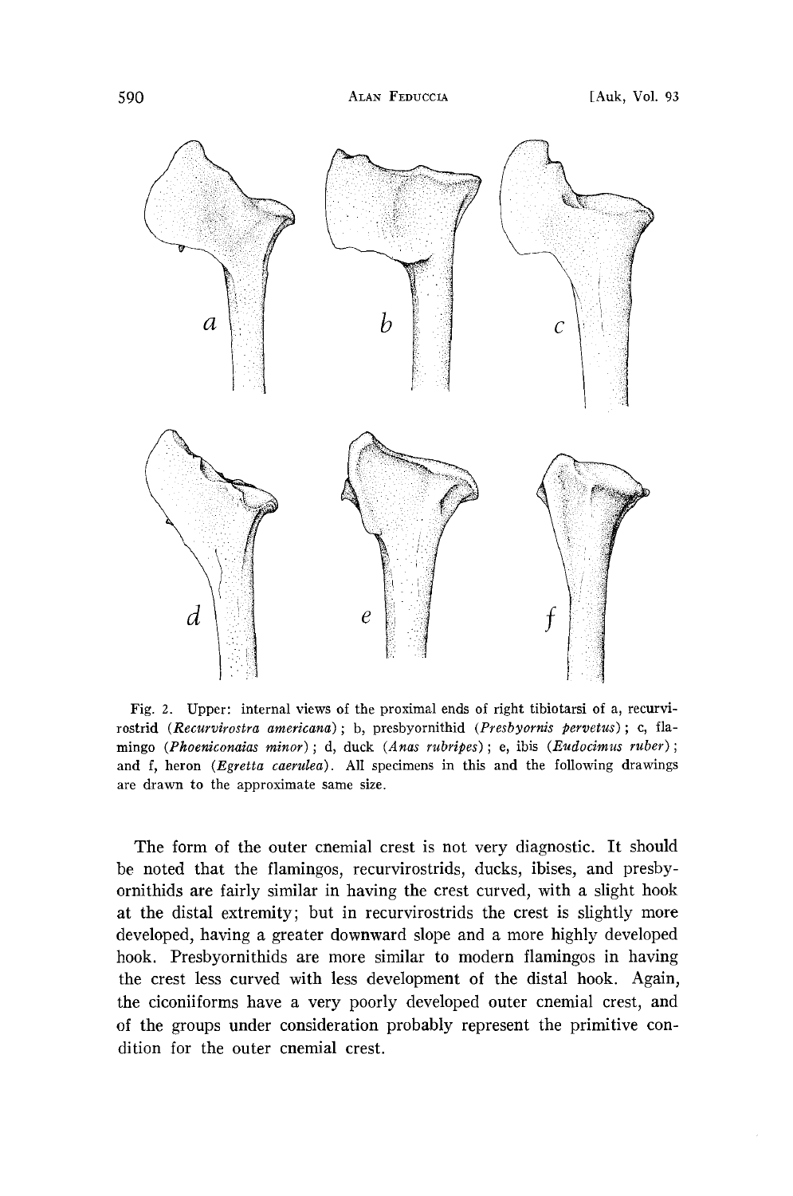Fig. 2. Upper: internal views of the proximal ends of right tibiotarsi of a, recurvirostrid (*Recurvirostra americana*); b, presbyornithid (*Presbyornis pervetus*); c, flamingo (*Phoeniconaias minor*); d, duck (*Anas rubripes*); e, ibis (*Eudocimus ruber*); and f, heron (*Egretta caerulea*). All specimens in this and the following drawings are drawn to the approximate same size.

The form of the outer cnemial crest is not very diagnostic. It should be noted that the flamingos, recurvirostrids, ducks, ibises, and presbyornithids are fairly similar in having the crest curved, with a slight hook at the distal extremity; but in recurvirostrids the crest is slightly more developed, having a greater downward slope and a more highly developed hook. Presbyornithids are more similar to modern flamingos in having the crest less curved with less development of the distal hook. Again, the ciconiiforms have a very poorly developed outer cnemial crest, and of the groups under consideration probably represent the primitive condition for the outer cnemial crest.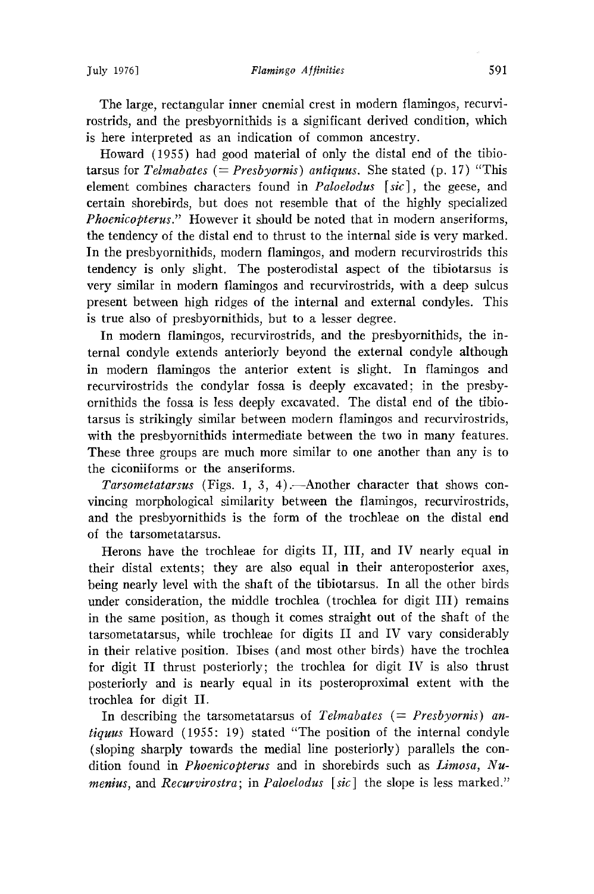The large, rectangular inner cnemial crest in modern flamingos, recurvirostrids, and the presbyornithids is a significant derived condition, which is here interpreted as an indication of common ancestry.

Howard (1955) had good material of only the distal end of the tibiotarsus for *Telmabates* (= *Presbyornis*) *antiquus*. She stated (p. 17) "This element combines characters found in *Paloelodus* [*sic*], the geese, and certain shorebirds, but does not resemble that of the highly specialized *Phoenicopterus*." However it should be noted that in modern anseriforms, the tendency of the distal end to thrust to the internal side is very marked. In the presbyornithids, modern flamingos, and modern recurvirostrids this tendency is only slight. The posterodistal aspect of the tibiotarsus is very similar in modern flamingos and recurvirostrids, with a deep sulcus present between high ridges of the internal and external condyles. This is true also of presbyornithids, but to a lesser degree.

In modern flamingos, recurvirostrids, and the presbyornithids, the internal condyle extends anteriorly beyond the external condyle although in modern flamingos the anterior extent is slight. In flamingos and recurvirostrids the condylar fossa is deeply excavated; in the presbyornithids the fossa is less deeply excavated. The distal end of the tibiotarsus is strikingly similar between modern flamingos and recurvirostrids, with the presbyornithids intermediate between the two in many features. These three groups are much more similar to one another than any is to the ciconiiforms or the anseriforms.

*Tarsometatarsus* (Figs. 1, 3, 4).—Another character that shows convincing morphological similarity between the flamingos, recurvirostrids, and the presbyornithids is the form of the trochleae on the distal end of the tarsometatarsus.

Herons have the trochleae for digits II, III, and IV nearly equal in their distal extents; they are also equal in their anteroposterior axes, being nearly level with the shaft of the tibiotarsus. In all the other birds under consideration, the middle trochlea (trochlea for digit III) remains in the same position, as though it comes straight out of the shaft of the tarsometatarsus, while trochleae for digits II and IV vary considerably in their relative position. Ibises (and most other birds) have the trochlea for digit II thrust posteriorly; the trochlea for digit IV is also thrust posteriorly and is nearly equal in its posteroproximal extent with the trochlea for digit II.

In describing the tarsometatarsus of *Telmabates* (= *Presbyornis*) *antiquus* Howard (1955: 19) stated "The position of the internal condyle (sloping sharply towards the medial line posteriorly) parallels the condition found in *Phoenicopterus* and in shorebirds such as *Limosa*, *Numenius*, and *Recurvirostra*; in *Paloelodus* [*sic*] the slope is less marked."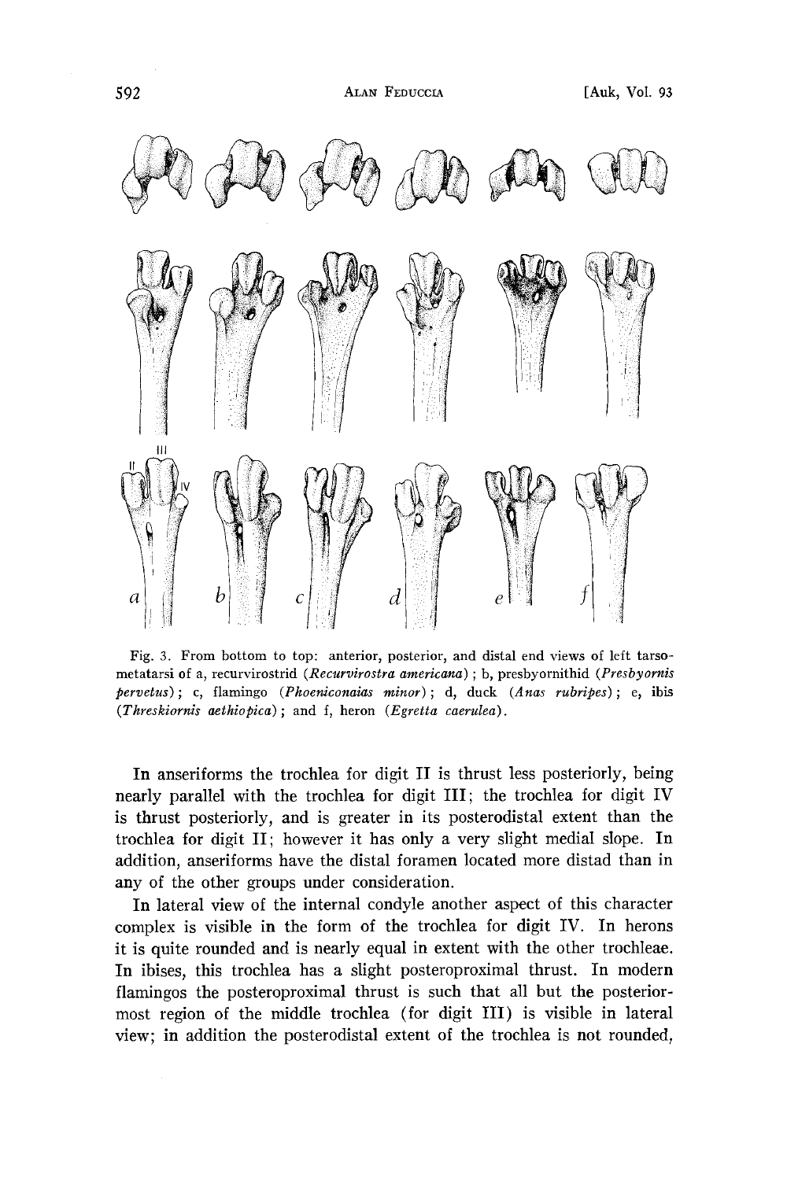Fig. 3. From bottom to top: anterior, posterior, and distal end views of left tarsometatarsi of a, recurvirostrid (*Recurvirostra americana*); b, presbyornithid (*Presbyornis pervetus*); c, flamingo (*Phoeniconaias minor*); d, duck (*Anas rubripes*); e, ibis (*Threskiornis aethiopica*); and f, heron (*Egretta caerulea*).

In anseriforms the trochlea for digit II is thrust less posteriorly, being nearly parallel with the trochlea for digit III; the trochlea for digit IV is thrust posteriorly, and is greater in its posterodistal extent than the trochlea for digit II; however it has only a very slight medial slope. In addition, anseriforms have the distal foramen located more distad than in any of the other groups under consideration.

In lateral view of the internal condyle another aspect of this character complex is visible in the form of the trochlea for digit IV. In herons it is quite rounded and is nearly equal in extent with the other trochleae. In ibises, this trochlea has a slight posteroproximal thrust. In modern flamingos the posteroproximal thrust is such that all but the posteriormost region of the middle trochlea (for digit III) is visible in lateral view; in addition the posterodistal extent of the trochlea is not rounded,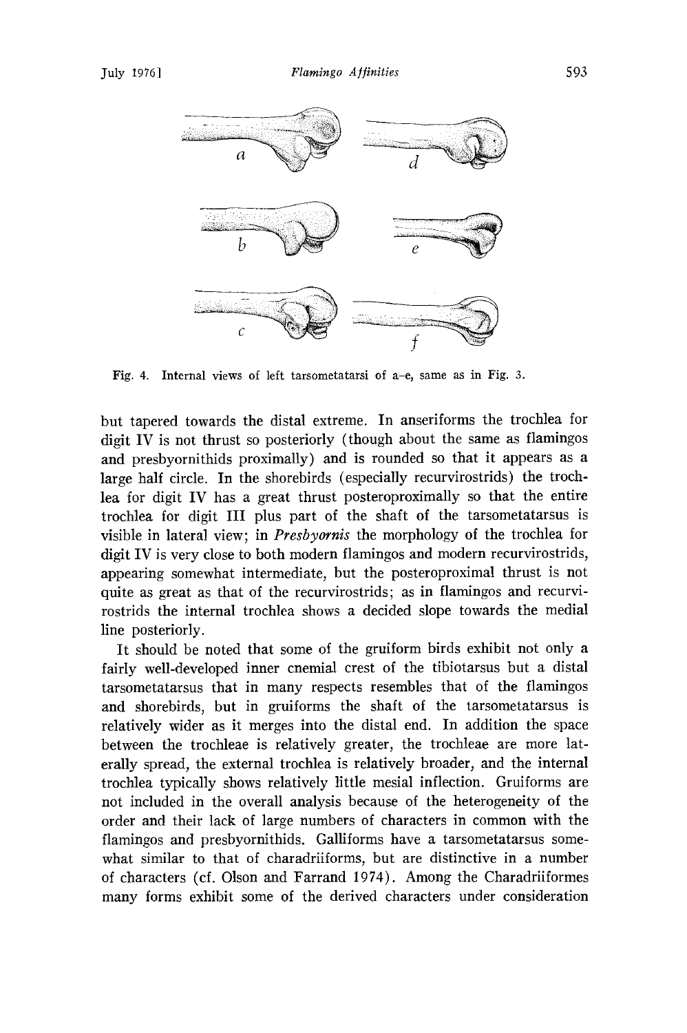Fig. 4. Internal views of left tarsometatarsi of a–e, same as in Fig. 3.

but tapered towards the distal extreme. In anseriforms the trochlea for digit IV is not thrust so posteriorly (though about the same as flamingos and presbyornithids proximally) and is rounded so that it appears as a large half circle. In the shorebirds (especially recurvirostrids) the trochlea for digit IV has a great thrust posteroproximally so that the entire trochlea for digit III plus part of the shaft of the tarsometatarsus is visible in lateral view; in *Presbyornis* the morphology of the trochlea for digit IV is very close to both modern flamingos and modern recurvirostrids, appearing somewhat intermediate, but the posteroproximal thrust is not quite as great as that of the recurvirostrids; as in flamingos and recurvirostrids the internal trochlea shows a decided slope towards the medial line posteriorly.

It should be noted that some of the gruiform birds exhibit not only a fairly well-developed inner cnemial crest of the tibiotarsus but a distal tarsometatarsus that in many respects resembles that of the flamingos and shorebirds, but in gruiforms the shaft of the tarsometatarsus is relatively wider as it merges into the distal end. In addition the space between the trochleae is relatively greater, the trochleae are more laterally spread, the external trochlea is relatively broader, and the internal trochlea typically shows relatively little mesial inflection. Gruiforms are not included in the overall analysis because of the heterogeneity of the order and their lack of large numbers of characters in common with the flamingos and presbyornithids. Galliforms have a tarsometatarsus somewhat similar to that of charadriiforms, but are distinctive in a number of characters (cf. Olson and Farrand 1974). Among the Charadriiformes many forms exhibit some of the derived characters under consideration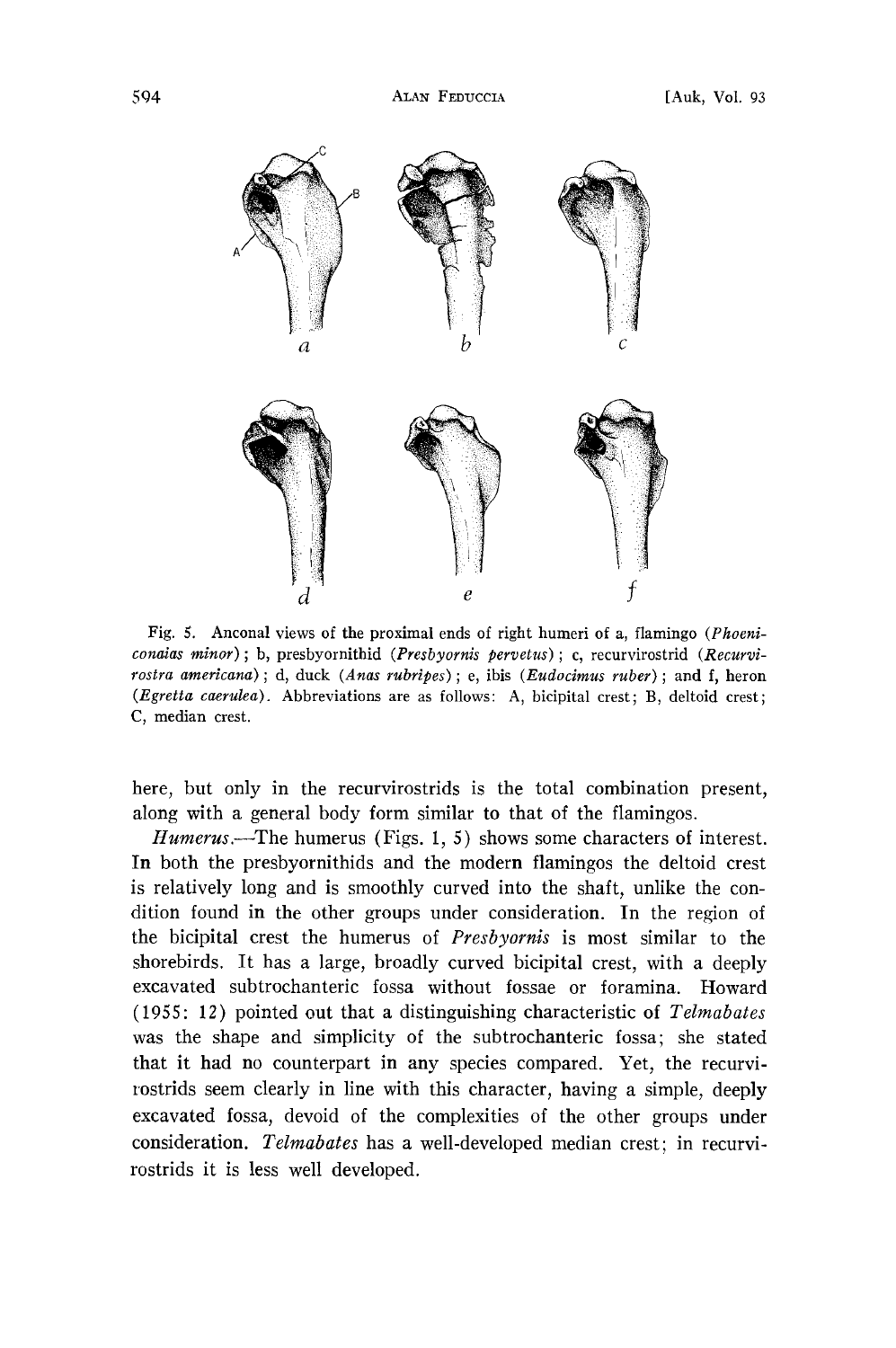Fig. 5. Anconal views of the proximal ends of right humeri of a, flamingo (*Phoeniconaias minor*); b, presbyornithid (*Presbyornis pervetus*); c, recurvirostrid (*Recurvirostra americana*); d, duck (*Anas rubripes*); e, ibis (*Eudocimus ruber*); and f, heron (*Egretta caerulea*). Abbreviations are as follows: A, bicipital crest; B, deltoid crest; C, median crest.

here, but only in the recurvirostrids is the total combination present, along with a general body form similar to that of the flamingos.

*Humerus*.—The humerus (Figs. 1, 5) shows some characters of interest. In both the presbyornithids and the modern flamingos the deltoid crest is relatively long and is smoothly curved into the shaft, unlike the condition found in the other groups under consideration. In the region of the bicipital crest the humerus of *Presbyornis* is most similar to the shorebirds. It has a large, broadly curved bicipital crest, with a deeply excavated subtrochanteric fossa without fossae or foramina. Howard (1955: 12) pointed out that a distinguishing characteristic of *Telmabates* was the shape and simplicity of the subtrochanteric fossa; she stated that it had no counterpart in any species compared. Yet, the recurvirostrids seem clearly in line with this character, having a simple, deeply excavated fossa, devoid of the complexities of the other groups under consideration. *Telmabates* has a well-developed median crest; in recurvirostrids it is less well developed.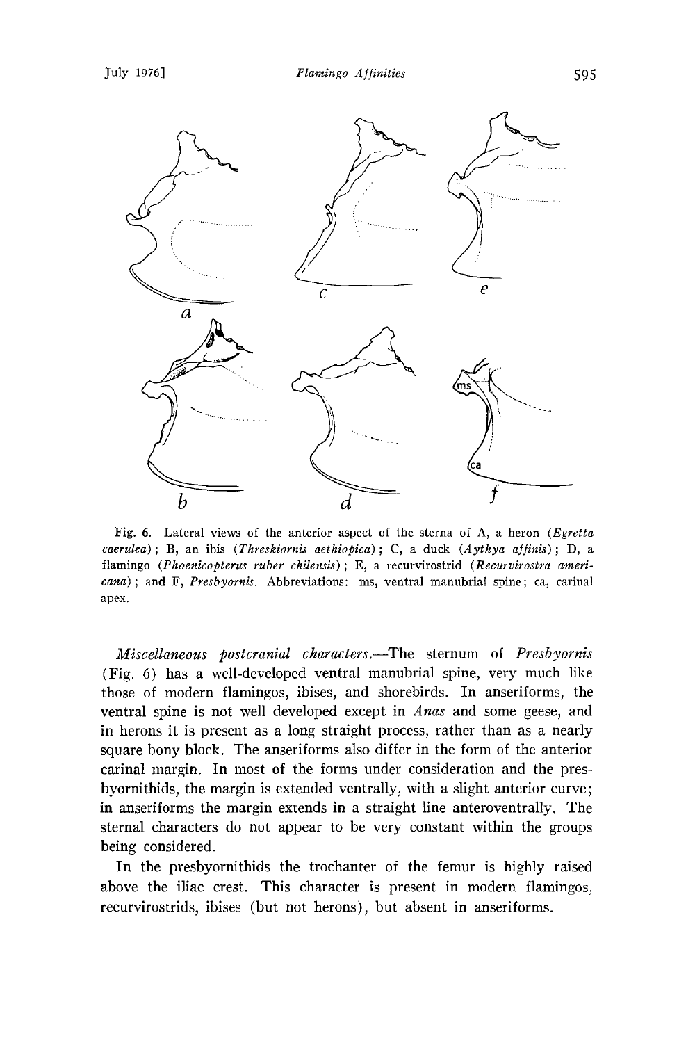Fig. 6. Lateral views of the anterior aspect of the sterna of A, a heron (*Egretta caerulea*); B, an ibis (*Threskiornis aethiopica*); C, a duck (*Aythya affinis*); D, a flamingo (*Phoenicopterus ruber chilensis*); E, a recurvirostrid (*Recurvirostra americana*); and F, *Presbyornis*. Abbreviations: ms, ventral manubrial spine; ca, carinal apex.

*Miscellaneous postcranial characters.*—The sternum of *Presbyornis* (Fig. 6) has a well-developed ventral manubrial spine, very much like those of modern flamingos, ibises, and shorebirds. In anseriforms, the ventral spine is not well developed except in *Anas* and some geese, and in herons it is present as a long straight process, rather than as a nearly square bony block. The anseriforms also differ in the form of the anterior carinal margin. In most of the forms under consideration and the presbyornithids, the margin is extended ventrally, with a slight anterior curve; in anseriforms the margin extends in a straight line anteroventrally. The sternal characters do not appear to be very constant within the groups being considered.

In the presbyornithids the trochanter of the femur is highly raised above the iliac crest. This character is present in modern flamingos, recurvirostrids, ibises (but not herons), but absent in anseriforms.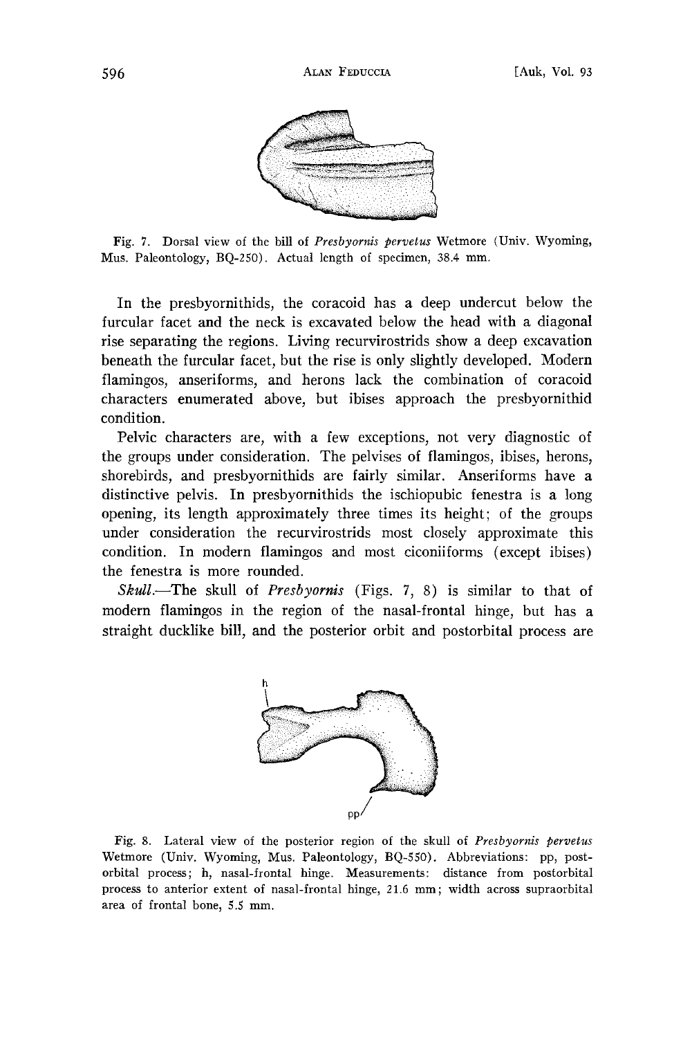Fig. 7. Dorsal view of the bill of *Presbyornis pervetus* Wetmore (Univ. Wyoming, Mus. Paleontology, BQ-250). Actual length of specimen, 38.4 mm.

In the presbyornithids, the coracoid has a deep undercut below the furcular facet and the neck is excavated below the head with a diagonal rise separating the regions. Living recurvirostrids show a deep excavation beneath the furcular facet, but the rise is only slightly developed. Modern flamingos, anseriforms, and herons lack the combination of coracoid characters enumerated above, but ibises approach the presbyornithid condition.

Pelvic characters are, with a few exceptions, not very diagnostic of the groups under consideration. The pelvises of flamingos, ibises, herons, shorebirds, and presbyornithids are fairly similar. Anseriforms have a distinctive pelvis. In presbyornithids the ischiopubic fenestra is a long opening, its length approximately three times its height; of the groups under consideration the recurvirostrids most closely approximate this condition. In modern flamingos and most ciconiiforms (except ibises) the fenestra is more rounded.

*Skull.*—The skull of *Presbyornis* (Figs. 7, 8) is similar to that of modern flamingos in the region of the nasal-frontal hinge, but has a straight ducklike bill, and the posterior orbit and postorbital process are

Fig. 8. Lateral view of the posterior region of the skull of *Presbyornis pervetus* Wetmore (Univ. Wyoming, Mus. Paleontology, BQ-550). Abbreviations: pp, postorbital process; h, nasal-frontal hinge. Measurements: distance from postorbital process to anterior extent of nasal-frontal hinge, 21.6 mm; width across supraorbital area of frontal bone, 5.5 mm.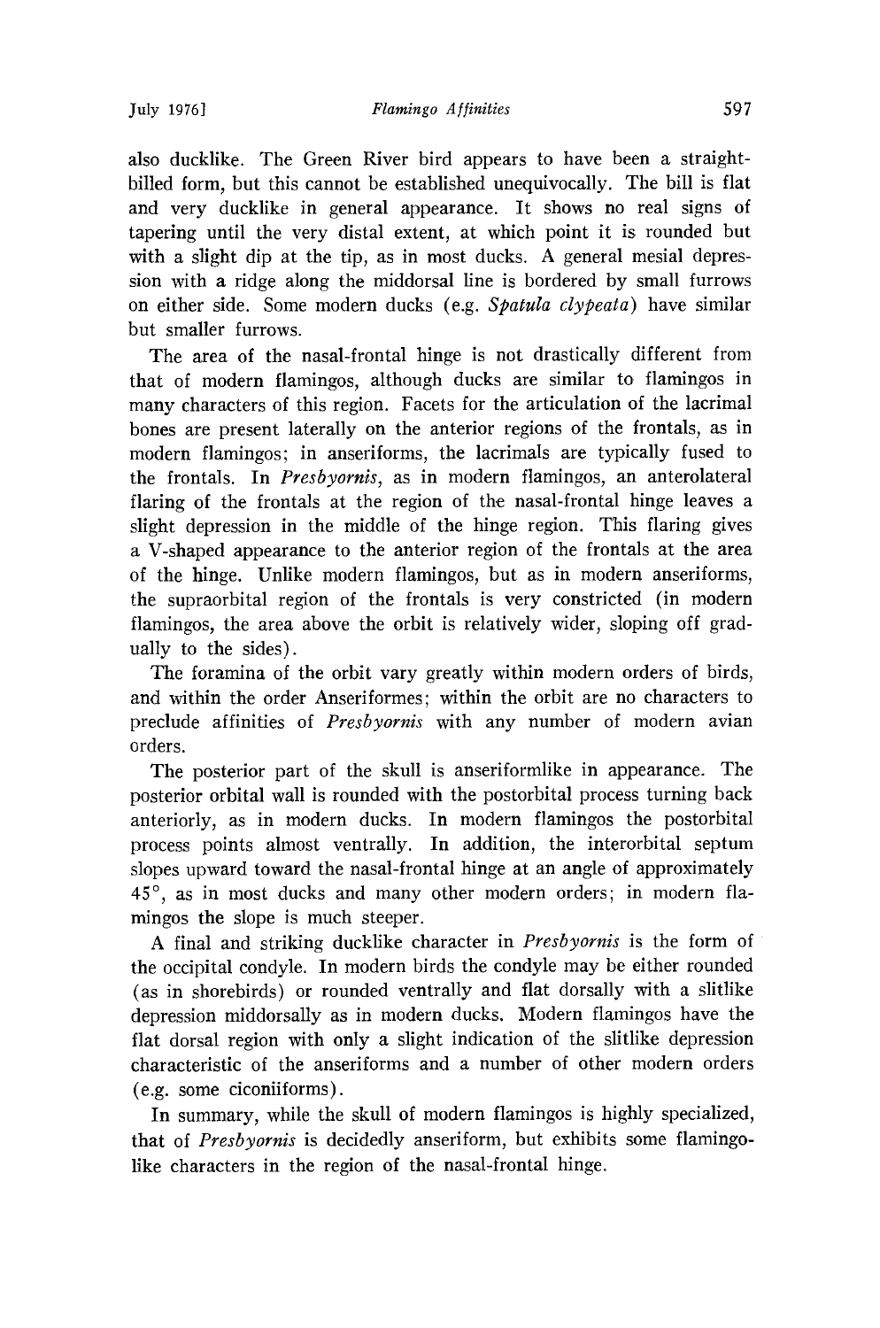also ducklike. The Green River bird appears to have been a straight-billed form, but this cannot be established unequivocally. The bill is flat and very ducklike in general appearance. It shows no real signs of tapering until the very distal extent, at which point it is rounded but with a slight dip at the tip, as in most ducks. A general mesial depression with a ridge along the middorsal line is bordered by small furrows on either side. Some modern ducks (e.g. *Spatula clypeata*) have similar but smaller furrows.

The area of the nasal-frontal hinge is not drastically different from that of modern flamingos, although ducks are similar to flamingos in many characters of this region. Facets for the articulation of the lacrimal bones are present laterally on the anterior regions of the frontals, as in modern flamingos; in anseriforms, the lacrimals are typically fused to the frontals. In *Presbyornis*, as in modern flamingos, an anterolateral flaring of the frontals at the region of the nasal-frontal hinge leaves a slight depression in the middle of the hinge region. This flaring gives a V-shaped appearance to the anterior region of the frontals at the area of the hinge. Unlike modern flamingos, but as in modern anseriforms, the supraorbital region of the frontals is very constricted (in modern flamingos, the area above the orbit is relatively wider, sloping off gradually to the sides).

The foramina of the orbit vary greatly within modern orders of birds, and within the order Anseriformes; within the orbit are no characters to preclude affinities of *Presbyornis* with any number of modern avian orders.

The posterior part of the skull is anseriformlike in appearance. The posterior orbital wall is rounded with the postorbital process turning back anteriorly, as in modern ducks. In modern flamingos the postorbital process points almost ventrally. In addition, the interorbital septum slopes upward toward the nasal-frontal hinge at an angle of approximately 45°, as in most ducks and many other modern orders; in modern flamingos the slope is much steeper.

A final and striking ducklike character in *Presbyornis* is the form of the occipital condyle. In modern birds the condyle may be either rounded (as in shorebirds) or rounded ventrally and flat dorsally with a slitlike depression middorsally as in modern ducks. Modern flamingos have the flat dorsal region with only a slight indication of the slitlike depression characteristic of the anseriforms and a number of other modern orders (e.g. some ciconiiforms).

In summary, while the skull of modern flamingos is highly specialized, that of *Presbyornis* is decidedly anseriform, but exhibits some flamingo-like characters in the region of the nasal-frontal hinge.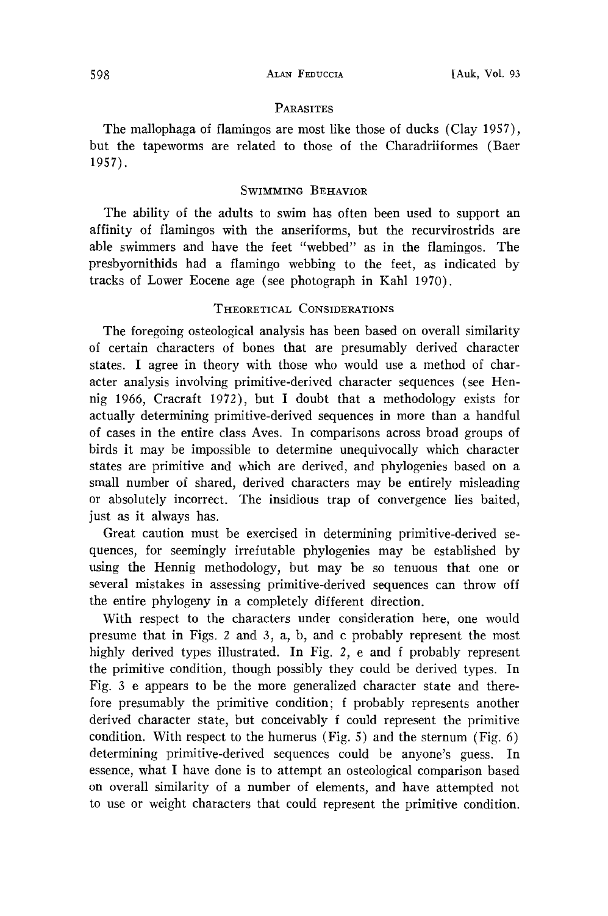## PARASITES

The mallophaga of flamingos are most like those of ducks (Clay 1957), but the tapeworms are related to those of the Charadriiformes (Baer 1957).

## SWIMMING BEHAVIOR

The ability of the adults to swim has often been used to support an affinity of flamingos with the anseriforms, but the recurvirostrids are able swimmers and have the feet "webbed" as in the flamingos. The presbyornithids had a flamingo webbing to the feet, as indicated by tracks of Lower Eocene age (see photograph in Kahl 1970).

## THEORETICAL CONSIDERATIONS

The foregoing osteological analysis has been based on overall similarity of certain characters of bones that are presumably derived character states. I agree in theory with those who would use a method of character analysis involving primitive-derived character sequences (see Hennig 1966, Cracraft 1972), but I doubt that a methodology exists for actually determining primitive-derived sequences in more than a handful of cases in the entire class Aves. In comparisons across broad groups of birds it may be impossible to determine unequivocally which character states are primitive and which are derived, and phylogenies based on a small number of shared, derived characters may be entirely misleading or absolutely incorrect. The insidious trap of convergence lies baited, just as it always has.

Great caution must be exercised in determining primitive-derived sequences, for seemingly irrefutable phylogenies may be established by using the Hennig methodology, but may be so tenuous that one or several mistakes in assessing primitive-derived sequences can throw off the entire phylogeny in a completely different direction.

With respect to the characters under consideration here, one would presume that in Figs. 2 and 3, a, b, and c probably represent the most highly derived types illustrated. In Fig. 2, e and f probably represent the primitive condition, though possibly they could be derived types. In Fig. 3 e appears to be the more generalized character state and therefore presumably the primitive condition; f probably represents another derived character state, but conceivably f could represent the primitive condition. With respect to the humerus (Fig. 5) and the sternum (Fig. 6) determining primitive-derived sequences could be anyone's guess. In essence, what I have done is to attempt an osteological comparison based on overall similarity of a number of elements, and have attempted not to use or weight characters that could represent the primitive condition.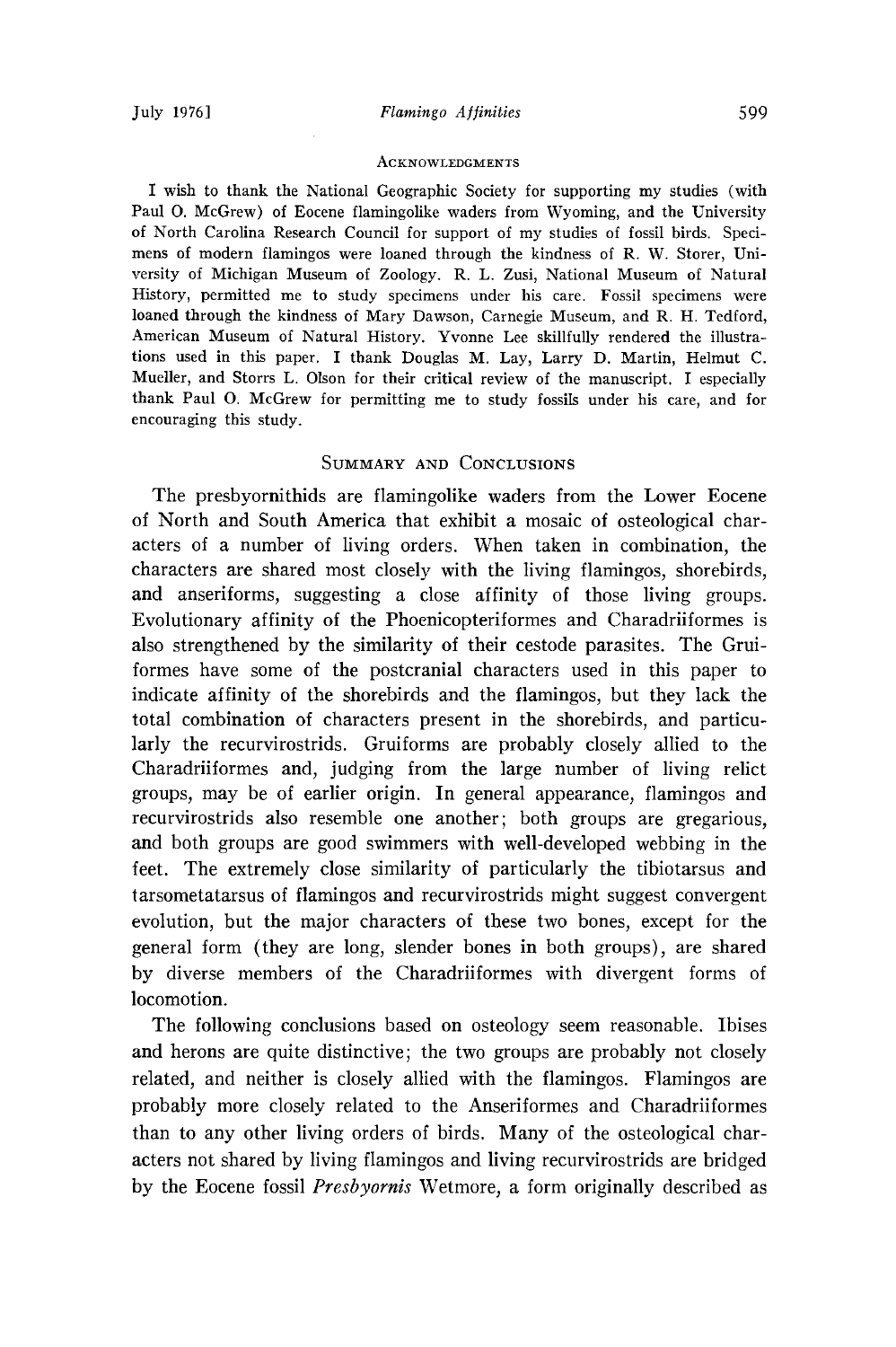## Acknowledgments

I wish to thank the National Geographic Society for supporting my studies (with Paul O. McGrew) of Eocene flamingolike waders from Wyoming, and the University of North Carolina Research Council for support of my studies of fossil birds. Specimens of modern flamingos were loaned through the kindness of R. W. Storer, University of Michigan Museum of Zoology. R. L. Zusi, National Museum of Natural History, permitted me to study specimens under his care. Fossil specimens were loaned through the kindness of Mary Dawson, Carnegie Museum, and R. H. Tedford, American Museum of Natural History. Yvonne Lee skillfully rendered the illustrations used in this paper. I thank Douglas M. Lay, Larry D. Martin, Helmut C. Mueller, and Storrs L. Olson for their critical review of the manuscript. I especially thank Paul O. McGrew for permitting me to study fossils under his care, and for encouraging this study.

## Summary and Conclusions

The presbyornithids are flamingolike waders from the Lower Eocene of North and South America that exhibit a mosaic of osteological characters of a number of living orders. When taken in combination, the characters are shared most closely with the living flamingos, shorebirds, and anseriforms, suggesting a close affinity of those living groups. Evolutionary affinity of the Phoenicopteriformes and Charadriiformes is also strengthened by the similarity of their cestode parasites. The Gruiformes have some of the postcranial characters used in this paper to indicate affinity of the shorebirds and the flamingos, but they lack the total combination of characters present in the shorebirds, and particularly the recurvirostrids. Gruiforms are probably closely allied to the Charadriiformes and, judging from the large number of living relict groups, may be of earlier origin. In general appearance, flamingos and recurvirostrids also resemble one another; both groups are gregarious, and both groups are good swimmers with well-developed webbing in the feet. The extremely close similarity of particularly the tibiotarsus and tarsometatarsus of flamingos and recurvirostrids might suggest convergent evolution, but the major characters of these two bones, except for the general form (they are long, slender bones in both groups), are shared by diverse members of the Charadriiformes with divergent forms of locomotion.

The following conclusions based on osteology seem reasonable. Ibises and herons are quite distinctive; the two groups are probably not closely related, and neither is closely allied with the flamingos. Flamingos are probably more closely related to the Anseriformes and Charadriiformes than to any other living orders of birds. Many of the osteological characters not shared by living flamingos and living recurvirostrids are bridged by the Eocene fossil *Presbyornis* Wetmore, a form originally described as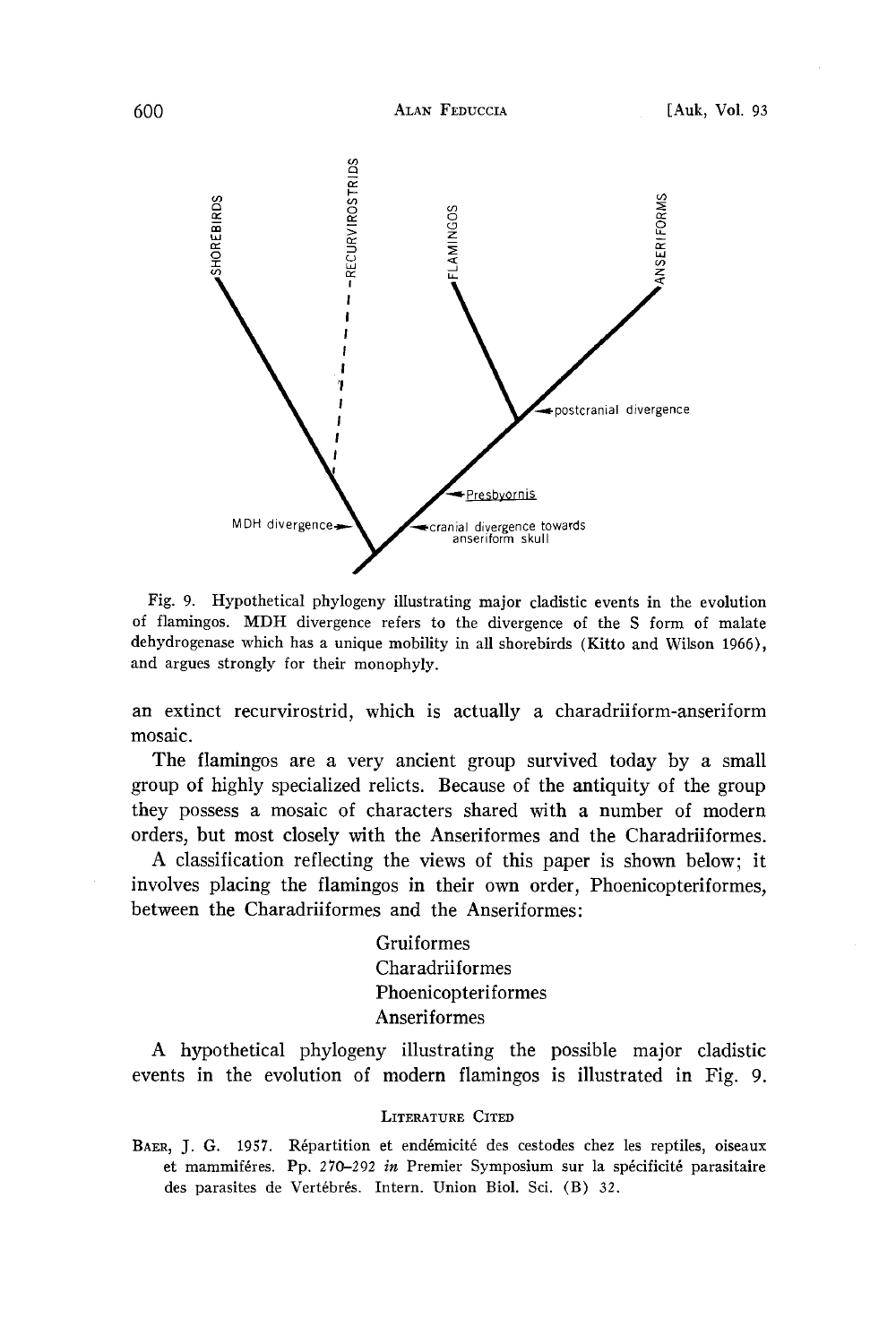Fig. 9. Hypothetical phylogeny illustrating major cladistic events in the evolution of flamingos. MDH divergence refers to the divergence of the S form of malate dehydrogenase which has a unique mobility in all shorebirds (Kitto and Wilson 1966), and argues strongly for their monophyly.

an extinct recurvirostrid, which is actually a charadriiform-anseriform mosaic.

The flamingos are a very ancient group survived today by a small group of highly specialized relicts. Because of the antiquity of the group they possess a mosaic of characters shared with a number of modern orders, but most closely with the Anseriformes and the Charadriiformes.

A classification reflecting the views of this paper is shown below; it involves placing the flamingos in their own order, Phoenicopteriformes, between the Charadriiformes and the Anseriformes:

Gruiformes
Charadriiformes
Phoenicopteriformes
Anseriformes

A hypothetical phylogeny illustrating the possible major cladistic events in the evolution of modern flamingos is illustrated in Fig. 9.

## Literature Cited

Baer, J. G. 1957. Répartition et endémicité des cestodes chez les reptiles, oiseaux et mammiféres. Pp. 270–292 *in* Premier Symposium sur la spécificité parasitaire des parasites de Vertébrés. Intern. Union Biol. Sci. (B) 32.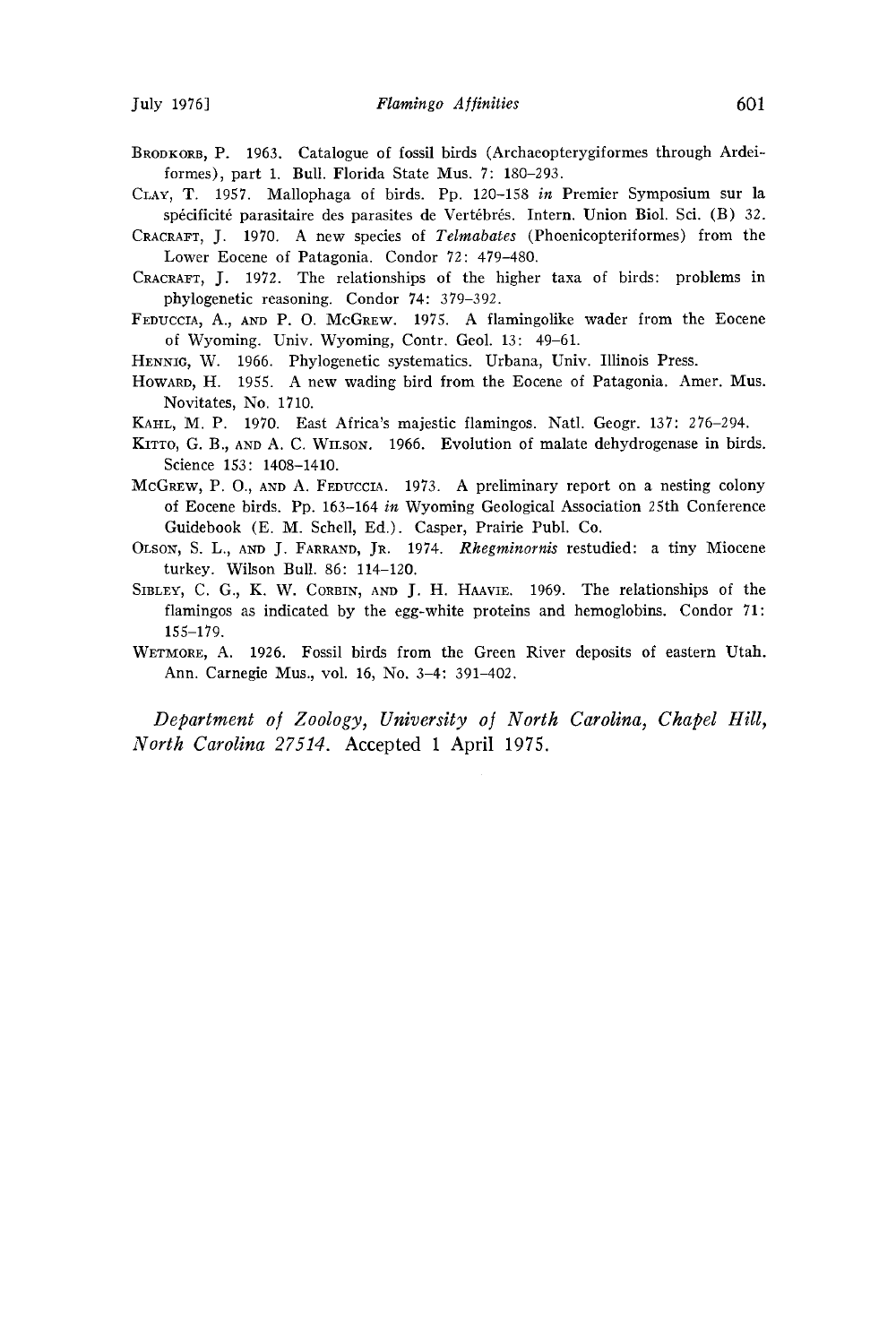Brodkorb, P. 1963. Catalogue of fossil birds (Archaeopterygiformes through Ardeiformes), part 1. Bull. Florida State Mus. 7: 180–293.

Clay, T. 1957. Mallophaga of birds. Pp. 120–158 *in* Premier Symposium sur la spécificité parasitaire des parasites de Vertébrés. Intern. Union Biol. Sci. (B) 32.

Cracraft, J. 1970. A new species of *Telmabates* (Phoenicopteriformes) from the Lower Eocene of Patagonia. Condor 72: 479–480.

Cracraft, J. 1972. The relationships of the higher taxa of birds: problems in phylogenetic reasoning. Condor 74: 379–392.

Feduccia, A., and P. O. McGrew. 1975. A flamingolike wader from the Eocene of Wyoming. Univ. Wyoming, Contr. Geol. 13: 49–61.

Hennig, W. 1966. Phylogenetic systematics. Urbana, Univ. Illinois Press.

Howard, H. 1955. A new wading bird from the Eocene of Patagonia. Amer. Mus. Novitates, No. 1710.

Kahl, M. P. 1970. East Africa's majestic flamingos. Natl. Geogr. 137: 276–294.

Kitto, G. B., and A. C. Wilson. 1966. Evolution of malate dehydrogenase in birds. Science 153: 1408–1410.

McGrew, P. O., and A. Feduccia. 1973. A preliminary report on a nesting colony of Eocene birds. Pp. 163–164 *in* Wyoming Geological Association 25th Conference Guidebook (E. M. Schell, Ed.). Casper, Prairie Publ. Co.

Olson, S. L., and J. Farrand, Jr. 1974. *Rhegminornis* restudied: a tiny Miocene turkey. Wilson Bull. 86: 114–120.

Sibley, C. G., K. W. Corbin, and J. H. Haavie. 1969. The relationships of the flamingos as indicated by the egg-white proteins and hemoglobins. Condor 71: 155–179.

Wetmore, A. 1926. Fossil birds from the Green River deposits of eastern Utah. Ann. Carnegie Mus., vol. 16, No. 3–4: 391–402.

*Department of Zoology, University of North Carolina, Chapel Hill, North Carolina 27514.* Accepted 1 April 1975.